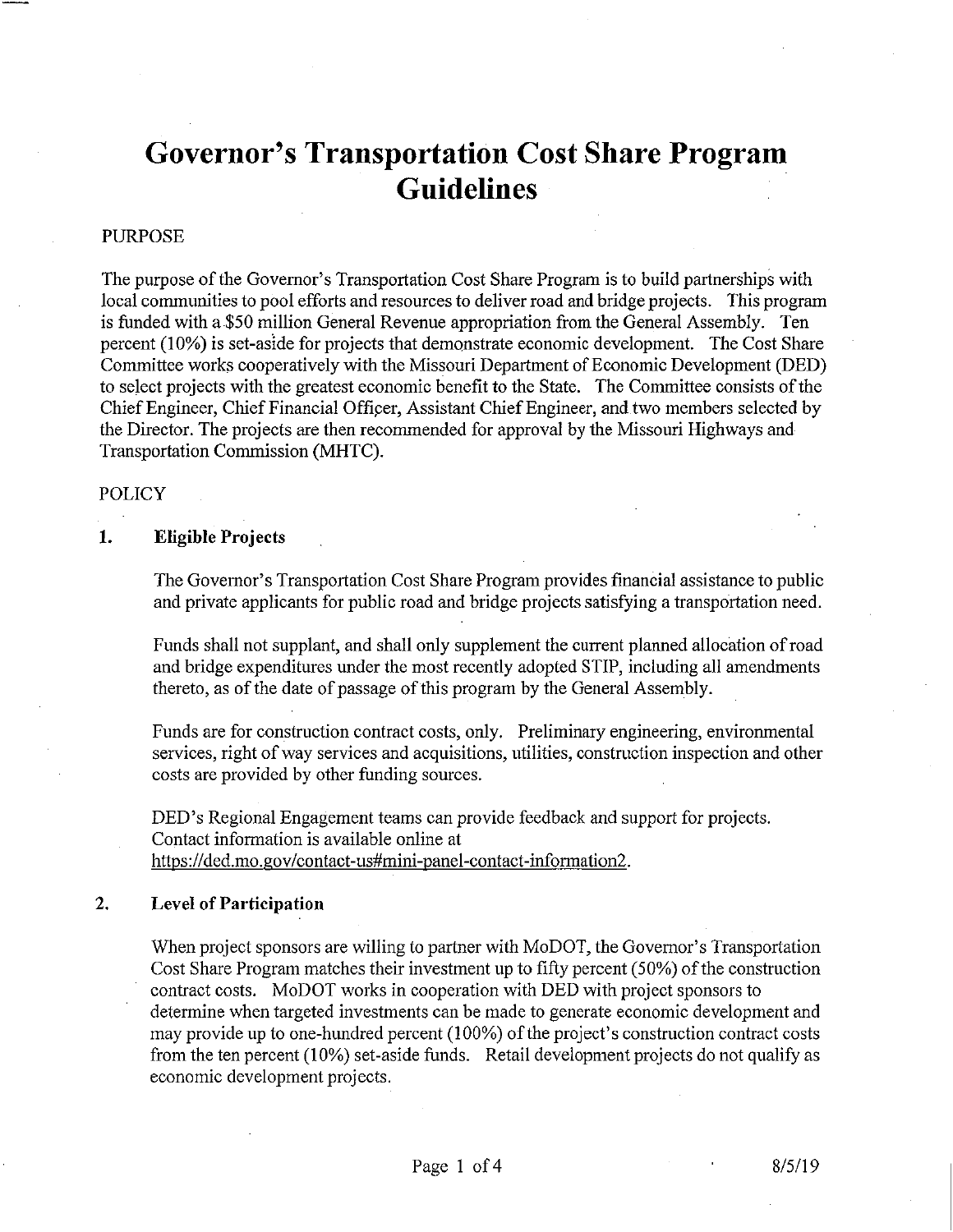# Governor's Transportation Cost Share Program Guidelines

PURPOSE

The purpose of the Governor's Transportation Cost Share Program is to build partnerships with local communities to pool efforts and resources to deliver road and bridge projects. This program is funded with a $50 million General Revenue appropriation from the General Assembly. Ten percent (10%) is set-aside for projects that demonstrate economic development. The Cost Share Committee works cooperatively with the Missouri Department of Economic Development (DED) to select projects with the greatest economic benefit to the State. The Committee consists of the Chief Engineer, Chief Financial Officer, Assistant Chief Engineer, and two members selected by the Director. The projects are then recommended for approval by the Missouri Highways and Transportation Commission (MHTC).

POLICY

## 1. Eligible Projects

The Governor's Transportation Cost Share Program provides financial assistance to public and private applicants for public road and bridge projects satisfying a transportation need.

Funds shall not supplant, and shall only supplement the current planned allocation of road and bridge expenditures under the most recently adopted STIP, including all amendments thereto, as of the date of passage of this program by the General Assembly.

Funds are for construction contract costs, only. Preliminary engineering, environmental services, right of way services and acquisitions, utilities, construction inspection and other costs are provided by other funding sources.

DED's Regional Engagement teams can provide feedback and support for projects. Contact information is available online at https://ded.mo.gov/contact-us#mini-panel-contact-information2.

## 2. Level of Participation

When project sponsors are willing to partner with MoDOT, the Governor's Transportation Cost Share Program matches their investment up to fifty percent (50%) of the construction contract costs. MoDOT works in cooperation with DED with project sponsors to determine when targeted investments can be made to generate economic development and may provide up to one-hundred percent (100%) of the project's construction contract costs from the ten percent (10%) set-aside funds. Retail development projects do not qualify as economic development projects.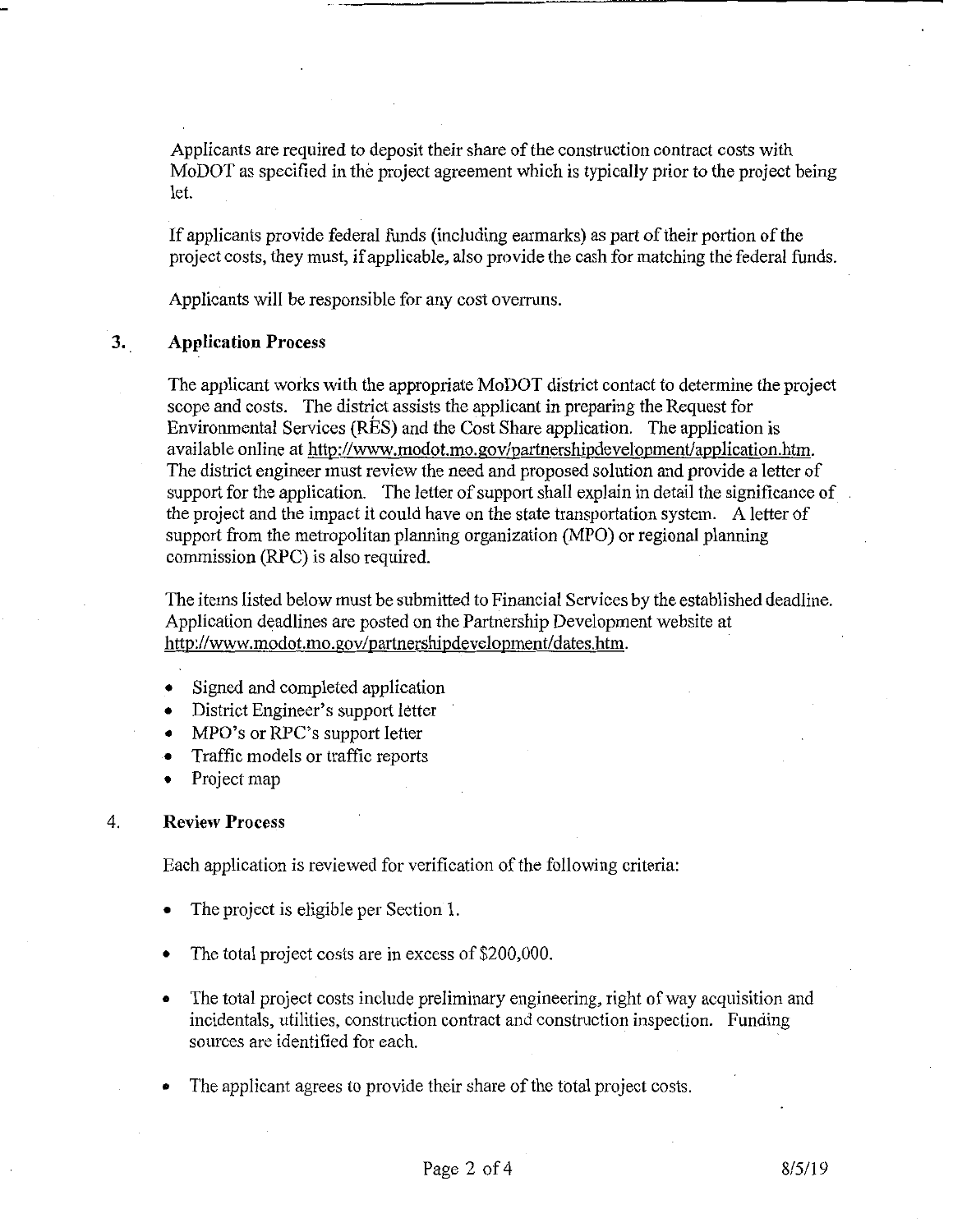Applicants are required to deposit their share of the construction contract costs with MoDOT as specified in the project agreement which is typically prior to the project being let.

If applicants provide federal funds (including earmarks) as part of their portion of the project costs, they must, if applicable, also provide the cash for matching the federal funds.

Applicants will be responsible for any cost overruns.

## 3. Application Process

The applicant works with the appropriate MoDOT district contact to determine the project scope and costs. The district assists the applicant in preparing the Request for Environmental Services (RES) and the Cost Share application. The application is available online at http://www.modot.mo.gov/partnershipdevelopment/application.htm. The district engineer must review the need and proposed solution and provide a letter of support for the application. The letter of support shall explain in detail the significance of the project and the impact it could have on the state transportation system. A letter of support from the metropolitan planning organization (MPO) or regional planning commission (RPC) is also required.

The items listed below must be submitted to Financial Services by the established deadline. Application deadlines are posted on the Partnership Development website at http://www.modot.mo.gov/partnershipdevelopment/dates.htm.

- Signed and completed application
- District Engineer's support letter
- MPO's or RPC's support letter
- Traffic models or traffic reports
- Project map

## 4. Review Process

Each application is reviewed for verification of the following criteria:

- The project is eligible per Section 1.
- The total project costs are in excess of $200,000.
- The total project costs include preliminary engineering, right of way acquisition and incidentals, utilities, construction contract and construction inspection. Funding sources are identified for each.
- The applicant agrees to provide their share of the total project costs.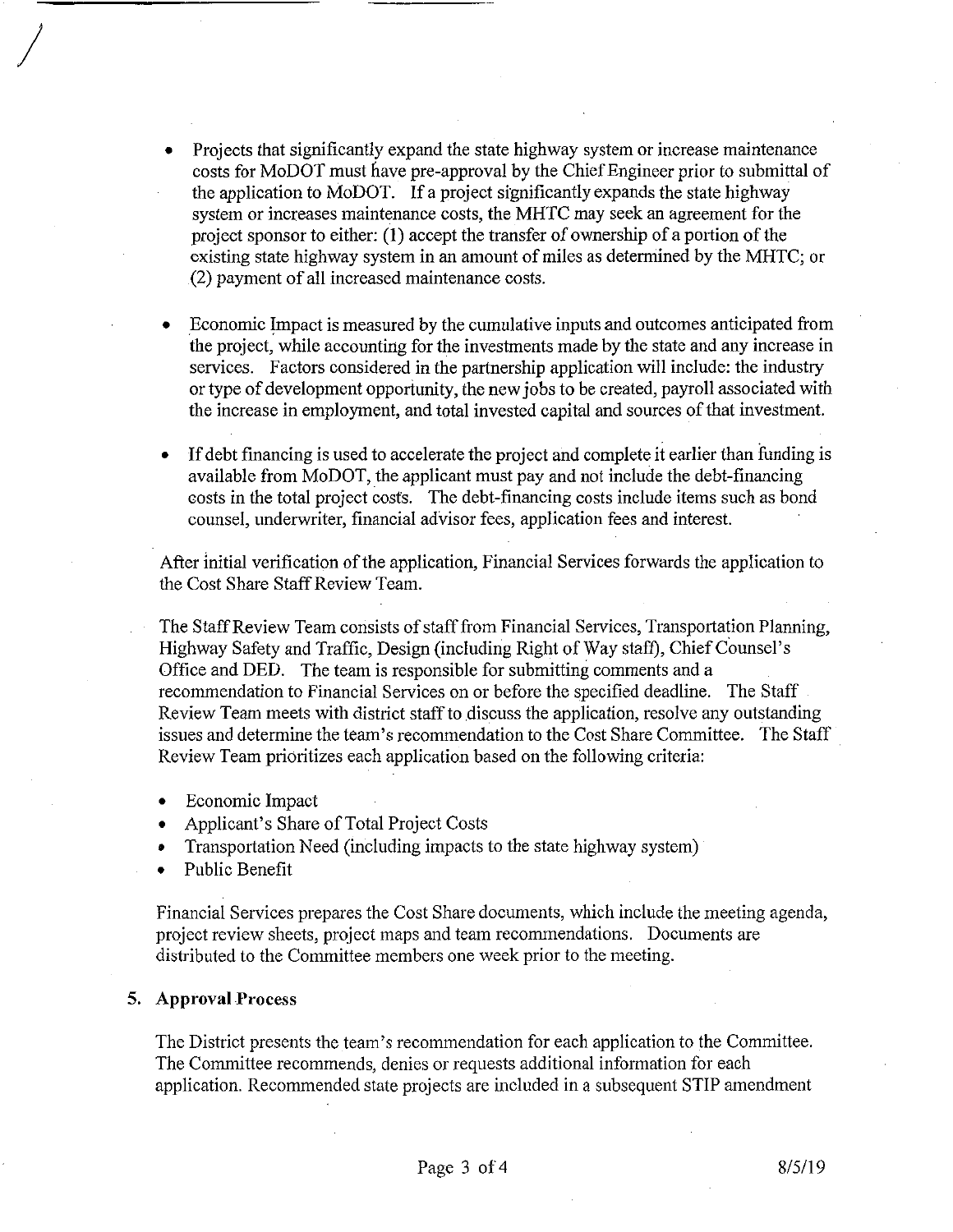- Projects that significantly expand the state highway system or increase maintenance costs for MoDOT must have pre-approval by the Chief Engineer prior to submittal of the application to MoDOT. If a project significantly expands the state highway system or increases maintenance costs, the MHTC may seek an agreement for the project sponsor to either: (1) accept the transfer of ownership of a portion of the existing state highway system in an amount of miles as determined by the MHTC; or (2) payment of all increased maintenance costs.

- Economic Impact is measured by the cumulative inputs and outcomes anticipated from the project, while accounting for the investments made by the state and any increase in services. Factors considered in the partnership application will include: the industry or type of development opportunity, the new jobs to be created, payroll associated with the increase in employment, and total invested capital and sources of that investment.

- If debt financing is used to accelerate the project and complete it earlier than funding is available from MoDOT, the applicant must pay and not include the debt-financing costs in the total project costs. The debt-financing costs include items such as bond counsel, underwriter, financial advisor fees, application fees and interest.

After initial verification of the application, Financial Services forwards the application to the Cost Share Staff Review Team.

The Staff Review Team consists of staff from Financial Services, Transportation Planning, Highway Safety and Traffic, Design (including Right of Way staff), Chief Counsel's Office and DED. The team is responsible for submitting comments and a recommendation to Financial Services on or before the specified deadline. The Staff Review Team meets with district staff to discuss the application, resolve any outstanding issues and determine the team's recommendation to the Cost Share Committee. The Staff Review Team prioritizes each application based on the following criteria:

- Economic Impact
- Applicant's Share of Total Project Costs
- Transportation Need (including impacts to the state highway system)
- Public Benefit

Financial Services prepares the Cost Share documents, which include the meeting agenda, project review sheets, project maps and team recommendations. Documents are distributed to the Committee members one week prior to the meeting.

## 5. Approval Process

The District presents the team's recommendation for each application to the Committee. The Committee recommends, denies or requests additional information for each application. Recommended state projects are included in a subsequent STIP amendment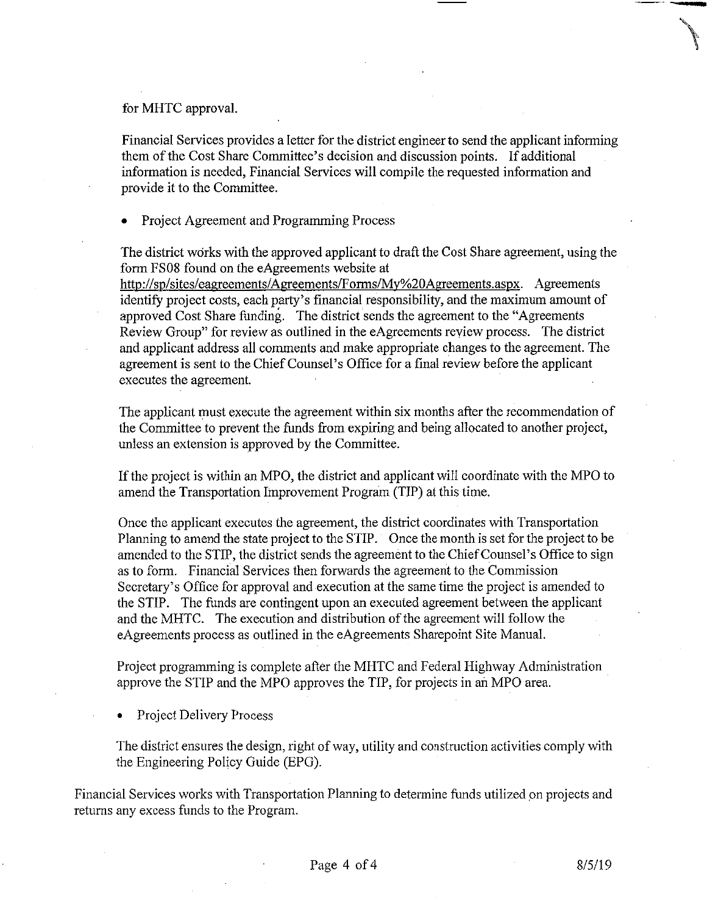for MHTC approval.

Financial Services provides a letter for the district engineer to send the applicant informing them of the Cost Share Committee's decision and discussion points. If additional information is needed, Financial Services will compile the requested information and provide it to the Committee.

- Project Agreement and Programming Process

The district works with the approved applicant to draft the Cost Share agreement, using the form FS08 found on the eAgreements website at http://sp/sites/eagreements/Agreements/Forms/My%20Agreements.aspx. Agreements identify project costs, each party's financial responsibility, and the maximum amount of approved Cost Share funding. The district sends the agreement to the "Agreements Review Group" for review as outlined in the eAgreements review process. The district and applicant address all comments and make appropriate changes to the agreement. The agreement is sent to the Chief Counsel's Office for a final review before the applicant executes the agreement.

The applicant must execute the agreement within six months after the recommendation of the Committee to prevent the funds from expiring and being allocated to another project, unless an extension is approved by the Committee.

If the project is within an MPO, the district and applicant will coordinate with the MPO to amend the Transportation Improvement Program (TIP) at this time.

Once the applicant executes the agreement, the district coordinates with Transportation Planning to amend the state project to the STIP. Once the month is set for the project to be amended to the STIP, the district sends the agreement to the Chief Counsel's Office to sign as to form. Financial Services then forwards the agreement to the Commission Secretary's Office for approval and execution at the same time the project is amended to the STIP. The funds are contingent upon an executed agreement between the applicant and the MHTC. The execution and distribution of the agreement will follow the eAgreements process as outlined in the eAgreements Sharepoint Site Manual.

Project programming is complete after the MHTC and Federal Highway Administration approve the STIP and the MPO approves the TIP, for projects in an MPO area.

- Project Delivery Process

The district ensures the design, right of way, utility and construction activities comply with the Engineering Policy Guide (EPG).

Financial Services works with Transportation Planning to determine funds utilized on projects and returns any excess funds to the Program.